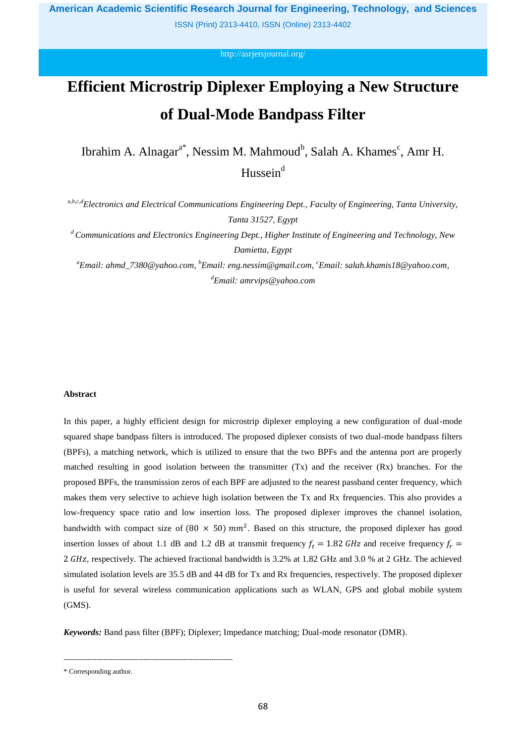# Efficient Microstrip Diplexer Employing a New Structure of Dual-Mode Bandpass Filter

Ibrahim A. Alnagar[a*], Nessim M. Mahmoud[b], Salah A. Khames[c], Amr H. Hussein[d]

*[a,b,c,d]Electronics and Electrical Communications Engineering Dept., Faculty of Engineering, Tanta University, Tanta 31527, Egypt*

*[d] Communications and Electronics Engineering Dept., Higher Institute of Engineering and Technology, New Damietta, Egypt*

*[a]Email: ahmd_7380@yahoo.com, [b]Email: eng.nessim@gmail.com, [c]Email: salah.khamis18@yahoo.com, [d]Email: amrvips@yahoo.com*

**Abstract**

In this paper, a highly efficient design for microstrip diplexer employing a new configuration of dual-mode squared shape bandpass filters is introduced. The proposed diplexer consists of two dual-mode bandpass filters (BPFs), a matching network, which is utilized to ensure that the two BPFs and the antenna port are properly matched resulting in good isolation between the transmitter (Tx) and the receiver (Rx) branches. For the proposed BPFs, the transmission zeros of each BPF are adjusted to the nearest passband center frequency, which makes them very selective to achieve high isolation between the Tx and Rx frequencies. This also provides a low-frequency space ratio and low insertion loss. The proposed diplexer improves the channel isolation, bandwidth with compact size of $(80 \times 50)\ mm^2$. Based on this structure, the proposed diplexer has good insertion losses of about 1.1 dB and 1.2 dB at transmit frequency $f_t = 1.82\ GHz$ and receive frequency $f_r = 2\ GHz$, respectively. The achieved fractional bandwidth is 3.2% at 1.82 GHz and 3.0 % at 2 GHz. The achieved simulated isolation levels are 35.5 dB and 44 dB for Tx and Rx frequencies, respectively. The proposed diplexer is useful for several wireless communication applications such as WLAN, GPS and global mobile system (GMS).

***Keywords:*** Band pass filter (BPF); Diplexer; Impedance matching; Dual-mode resonator (DMR).

---

\* Corresponding author.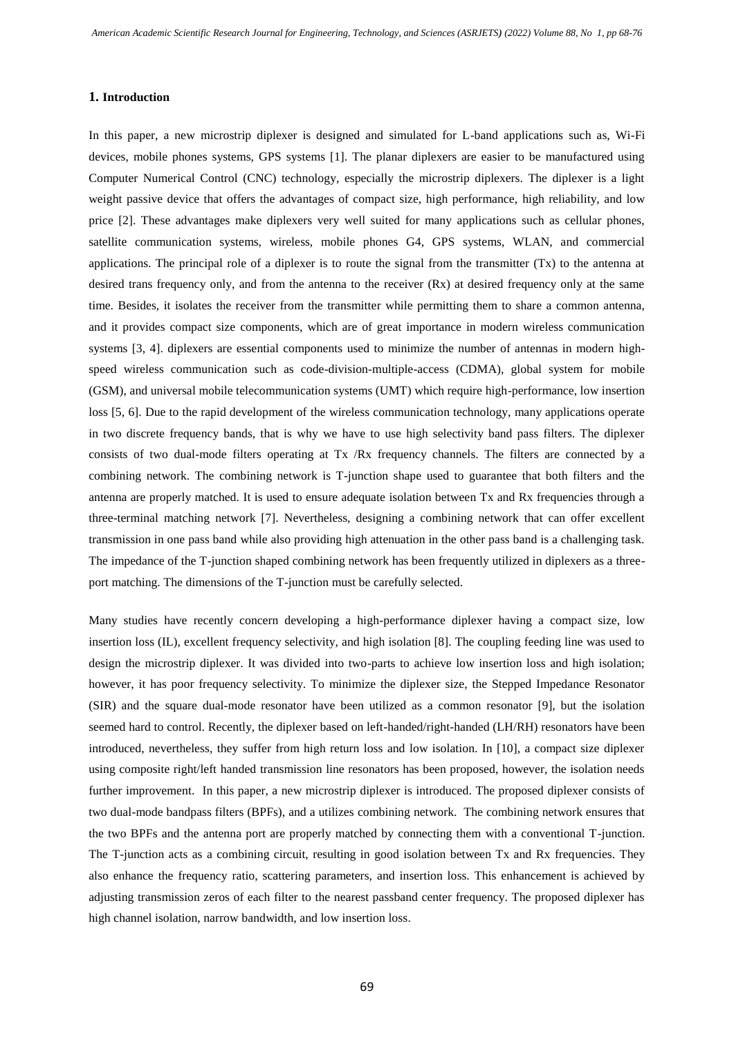## 1. Introduction

In this paper, a new microstrip diplexer is designed and simulated for L-band applications such as, Wi-Fi devices, mobile phones systems, GPS systems [1]. The planar diplexers are easier to be manufactured using Computer Numerical Control (CNC) technology, especially the microstrip diplexers. The diplexer is a light weight passive device that offers the advantages of compact size, high performance, high reliability, and low price [2]. These advantages make diplexers very well suited for many applications such as cellular phones, satellite communication systems, wireless, mobile phones G4, GPS systems, WLAN, and commercial applications. The principal role of a diplexer is to route the signal from the transmitter (Tx) to the antenna at desired trans frequency only, and from the antenna to the receiver (Rx) at desired frequency only at the same time. Besides, it isolates the receiver from the transmitter while permitting them to share a common antenna, and it provides compact size components, which are of great importance in modern wireless communication systems [3, 4]. diplexers are essential components used to minimize the number of antennas in modern high-speed wireless communication such as code-division-multiple-access (CDMA), global system for mobile (GSM), and universal mobile telecommunication systems (UMT) which require high-performance, low insertion loss [5, 6]. Due to the rapid development of the wireless communication technology, many applications operate in two discrete frequency bands, that is why we have to use high selectivity band pass filters. The diplexer consists of two dual-mode filters operating at Tx /Rx frequency channels. The filters are connected by a combining network. The combining network is T-junction shape used to guarantee that both filters and the antenna are properly matched. It is used to ensure adequate isolation between Tx and Rx frequencies through a three-terminal matching network [7]. Nevertheless, designing a combining network that can offer excellent transmission in one pass band while also providing high attenuation in the other pass band is a challenging task. The impedance of the T-junction shaped combining network has been frequently utilized in diplexers as a three-port matching. The dimensions of the T-junction must be carefully selected.

Many studies have recently concern developing a high-performance diplexer having a compact size, low insertion loss (IL), excellent frequency selectivity, and high isolation [8]. The coupling feeding line was used to design the microstrip diplexer. It was divided into two-parts to achieve low insertion loss and high isolation; however, it has poor frequency selectivity. To minimize the diplexer size, the Stepped Impedance Resonator (SIR) and the square dual-mode resonator have been utilized as a common resonator [9], but the isolation seemed hard to control. Recently, the diplexer based on left-handed/right-handed (LH/RH) resonators have been introduced, nevertheless, they suffer from high return loss and low isolation. In [10], a compact size diplexer using composite right/left handed transmission line resonators has been proposed, however, the isolation needs further improvement. In this paper, a new microstrip diplexer is introduced. The proposed diplexer consists of two dual-mode bandpass filters (BPFs), and a utilizes combining network. The combining network ensures that the two BPFs and the antenna port are properly matched by connecting them with a conventional T-junction. The T-junction acts as a combining circuit, resulting in good isolation between Tx and Rx frequencies. They also enhance the frequency ratio, scattering parameters, and insertion loss. This enhancement is achieved by adjusting transmission zeros of each filter to the nearest passband center frequency. The proposed diplexer has high channel isolation, narrow bandwidth, and low insertion loss.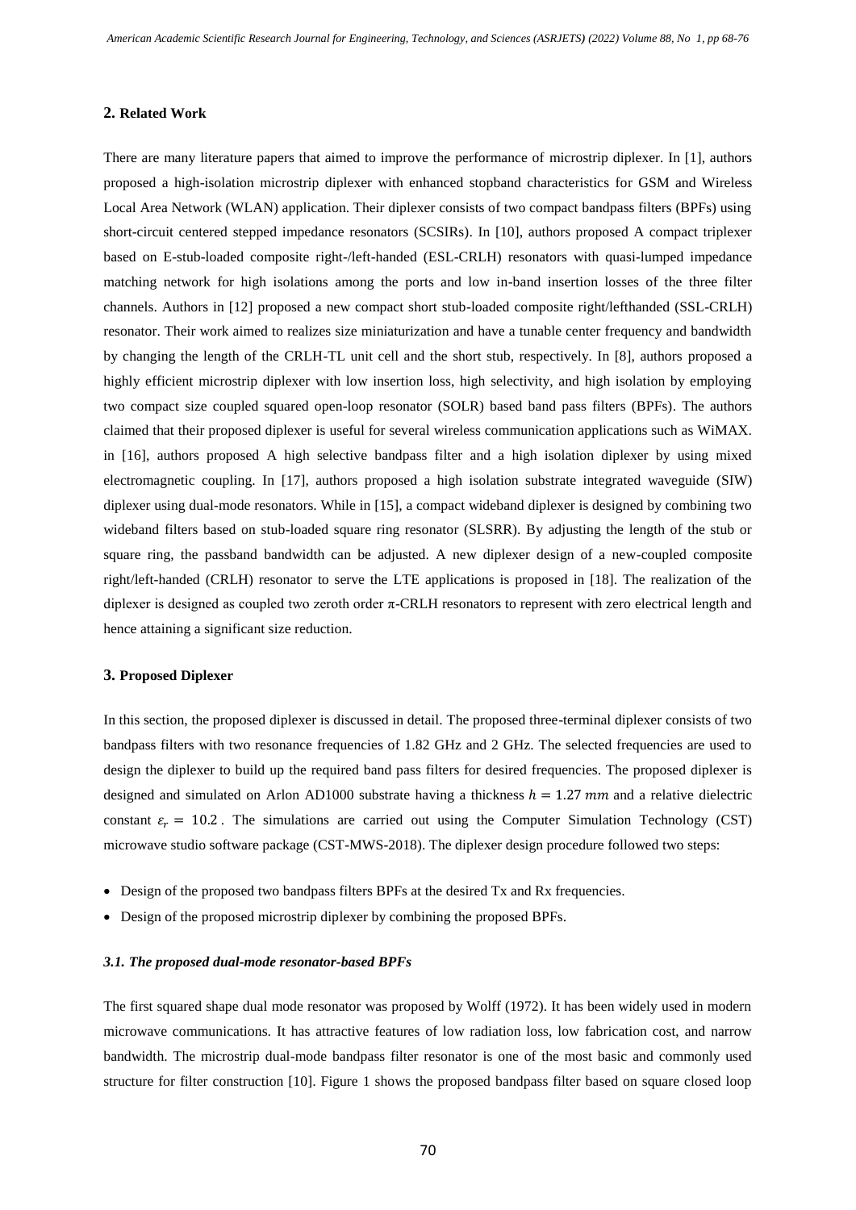## 2. Related Work

There are many literature papers that aimed to improve the performance of microstrip diplexer. In [1], authors proposed a high-isolation microstrip diplexer with enhanced stopband characteristics for GSM and Wireless Local Area Network (WLAN) application. Their diplexer consists of two compact bandpass filters (BPFs) using short-circuit centered stepped impedance resonators (SCSIRs). In [10], authors proposed A compact triplexer based on E-stub-loaded composite right-/left-handed (ESL-CRLH) resonators with quasi-lumped impedance matching network for high isolations among the ports and low in-band insertion losses of the three filter channels. Authors in [12] proposed a new compact short stub-loaded composite right/lefthanded (SSL-CRLH) resonator. Their work aimed to realizes size miniaturization and have a tunable center frequency and bandwidth by changing the length of the CRLH-TL unit cell and the short stub, respectively. In [8], authors proposed a highly efficient microstrip diplexer with low insertion loss, high selectivity, and high isolation by employing two compact size coupled squared open-loop resonator (SOLR) based band pass filters (BPFs). The authors claimed that their proposed diplexer is useful for several wireless communication applications such as WiMAX. in [16], authors proposed A high selective bandpass filter and a high isolation diplexer by using mixed electromagnetic coupling. In [17], authors proposed a high isolation substrate integrated waveguide (SIW) diplexer using dual-mode resonators. While in [15], a compact wideband diplexer is designed by combining two wideband filters based on stub-loaded square ring resonator (SLSRR). By adjusting the length of the stub or square ring, the passband bandwidth can be adjusted. A new diplexer design of a new-coupled composite right/left-handed (CRLH) resonator to serve the LTE applications is proposed in [18]. The realization of the diplexer is designed as coupled two zeroth order π-CRLH resonators to represent with zero electrical length and hence attaining a significant size reduction.

## 3. Proposed Diplexer

In this section, the proposed diplexer is discussed in detail. The proposed three-terminal diplexer consists of two bandpass filters with two resonance frequencies of 1.82 GHz and 2 GHz. The selected frequencies are used to design the diplexer to build up the required band pass filters for desired frequencies. The proposed diplexer is designed and simulated on Arlon AD1000 substrate having a thickness $h = 1.27\ mm$ and a relative dielectric constant $\varepsilon_r = 10.2$. The simulations are carried out using the Computer Simulation Technology (CST) microwave studio software package (CST-MWS-2018). The diplexer design procedure followed two steps:

- Design of the proposed two bandpass filters BPFs at the desired Tx and Rx frequencies.
- Design of the proposed microstrip diplexer by combining the proposed BPFs.

### *3.1. The proposed dual-mode resonator-based BPFs*

The first squared shape dual mode resonator was proposed by Wolff (1972). It has been widely used in modern microwave communications. It has attractive features of low radiation loss, low fabrication cost, and narrow bandwidth. The microstrip dual-mode bandpass filter resonator is one of the most basic and commonly used structure for filter construction [10]. Figure 1 shows the proposed bandpass filter based on square closed loop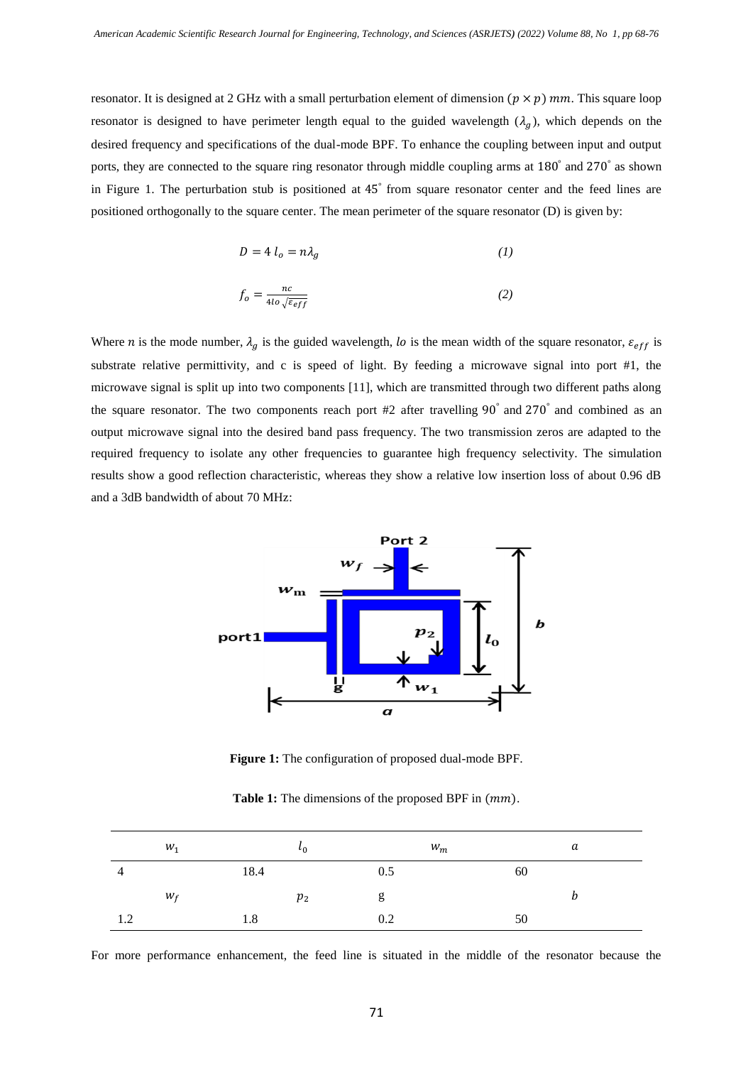resonator. It is designed at 2 GHz with a small perturbation element of dimension $(p \times p)\ mm$. This square loop resonator is designed to have perimeter length equal to the guided wavelength ($\lambda_g$), which depends on the desired frequency and specifications of the dual-mode BPF. To enhance the coupling between input and output ports, they are connected to the square ring resonator through middle coupling arms at $180^{\circ}$ and $270^{\circ}$ as shown in Figure 1. The perturbation stub is positioned at $45^{\circ}$ from square resonator center and the feed lines are positioned orthogonally to the square center. The mean perimeter of the square resonator (D) is given by:

$$D = 4\, l_o = n\lambda_g \tag{1}$$

$$f_o = \frac{nc}{4lo\sqrt{\varepsilon_{eff}}} \tag{2}$$

Where $n$ is the mode number, $\lambda_g$ is the guided wavelength, $lo$ is the mean width of the square resonator, $\varepsilon_{eff}$ is substrate relative permittivity, and c is speed of light. By feeding a microwave signal into port #1, the microwave signal is split up into two components [11], which are transmitted through two different paths along the square resonator. The two components reach port #2 after travelling $90^{\circ}$ and $270^{\circ}$ and combined as an output microwave signal into the desired band pass frequency. The two transmission zeros are adapted to the required frequency to isolate any other frequencies to guarantee high frequency selectivity. The simulation results show a good reflection characteristic, whereas they show a relative low insertion loss of about 0.96 dB and a 3dB bandwidth of about 70 MHz:

**Figure 1:** The configuration of proposed dual-mode BPF.

**Table 1:** The dimensions of the proposed BPF in $(mm)$.

| $w_1$ | $l_0$ | $w_m$ | $a$ |
|---|---|---|---|
| 4 | 18.4 | 0.5 | 60 |
| $w_f$ | $p_2$ | g | $b$ |
| 1.2 | 1.8 | 0.2 | 50 |

For more performance enhancement, the feed line is situated in the middle of the resonator because the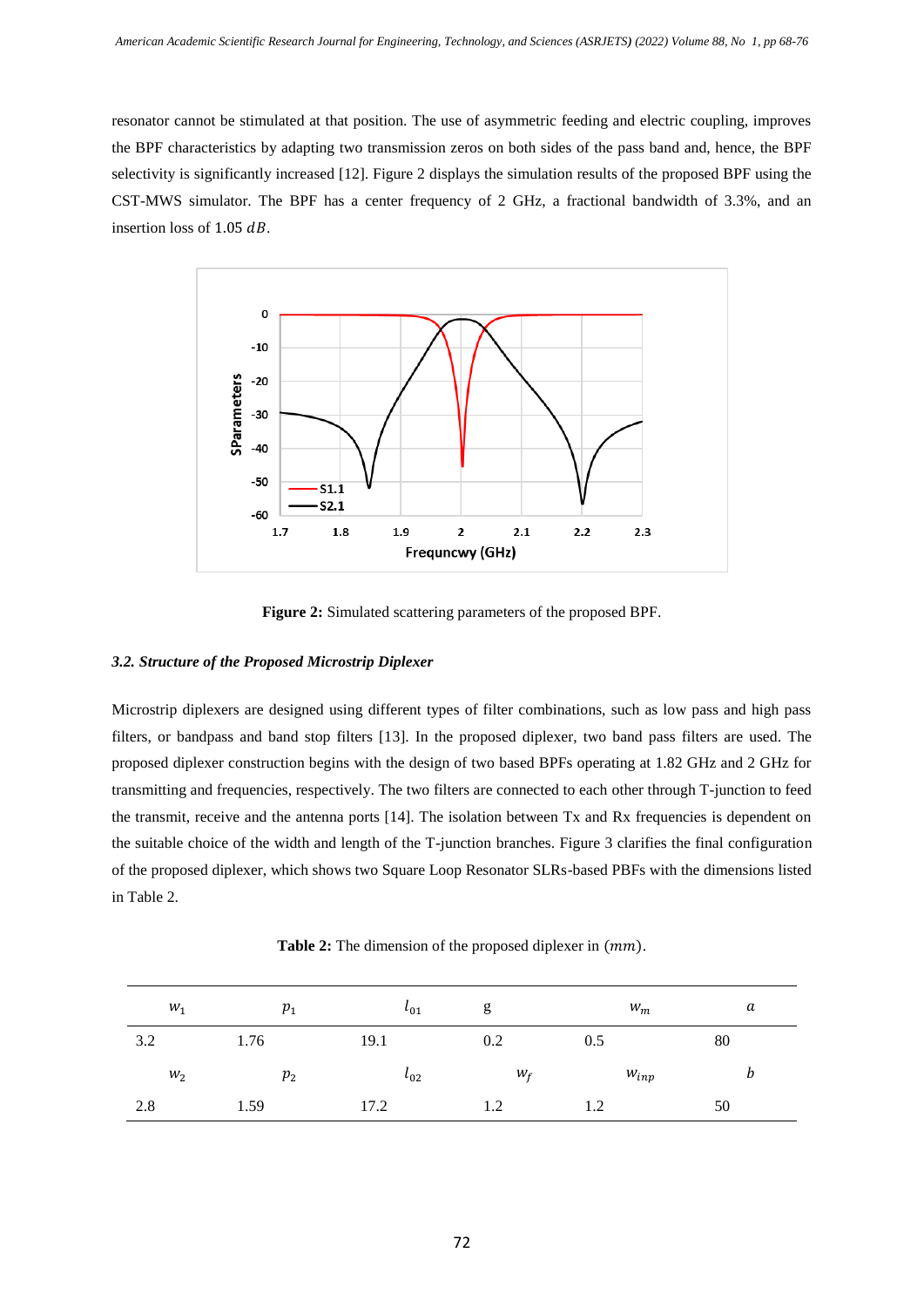resonator cannot be stimulated at that position. The use of asymmetric feeding and electric coupling, improves the BPF characteristics by adapting two transmission zeros on both sides of the pass band and, hence, the BPF selectivity is significantly increased [12]. Figure 2 displays the simulation results of the proposed BPF using the CST-MWS simulator. The BPF has a center frequency of 2 GHz, a fractional bandwidth of 3.3%, and an insertion loss of 1.05 $dB$.

**Figure 2:** Simulated scattering parameters of the proposed BPF.

### *3.2. Structure of the Proposed Microstrip Diplexer*

Microstrip diplexers are designed using different types of filter combinations, such as low pass and high pass filters, or bandpass and band stop filters [13]. In the proposed diplexer, two band pass filters are used. The proposed diplexer construction begins with the design of two based BPFs operating at 1.82 GHz and 2 GHz for transmitting and frequencies, respectively. The two filters are connected to each other through T-junction to feed the transmit, receive and the antenna ports [14]. The isolation between Tx and Rx frequencies is dependent on the suitable choice of the width and length of the T-junction branches. Figure 3 clarifies the final configuration of the proposed diplexer, which shows two Square Loop Resonator SLRs-based PBFs with the dimensions listed in Table 2.

**Table 2:** The dimension of the proposed diplexer in $(mm)$.

| $w_1$ | $p_1$ | $l_{01}$ | g | $w_m$ | $a$ |
|---|---|---|---|---|---|
| 3.2 | 1.76 | 19.1 | 0.2 | 0.5 | 80 |
| $w_2$ | $p_2$ | $l_{02}$ | $w_f$ | $w_{inp}$ | $b$ |
| 2.8 | 1.59 | 17.2 | 1.2 | 1.2 | 50 |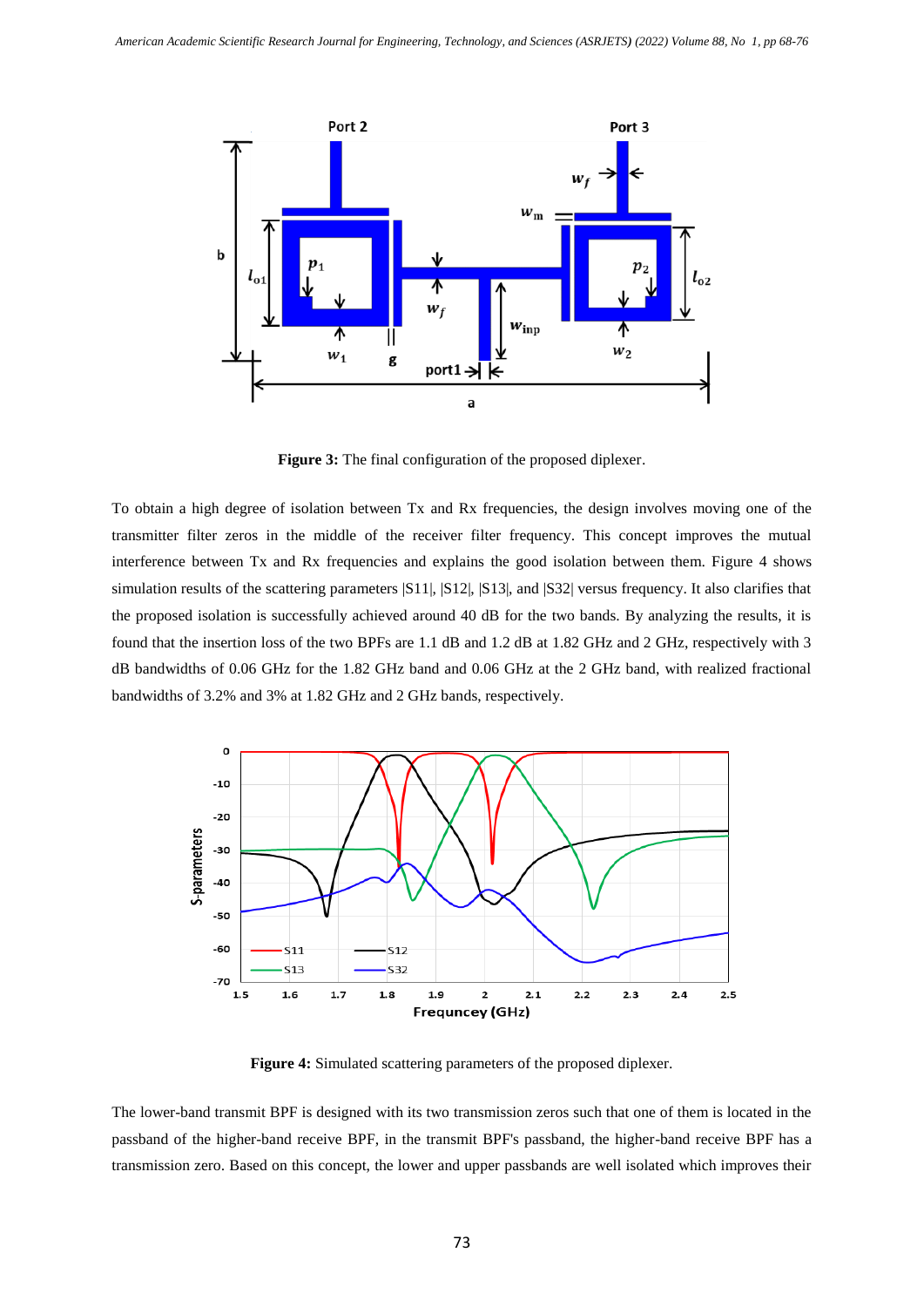Figure 3: The final configuration of the proposed diplexer.

To obtain a high degree of isolation between Tx and Rx frequencies, the design involves moving one of the transmitter filter zeros in the middle of the receiver filter frequency. This concept improves the mutual interference between Tx and Rx frequencies and explains the good isolation between them. Figure 4 shows simulation results of the scattering parameters |S11|, |S12|, |S13|, and |S32| versus frequency. It also clarifies that the proposed isolation is successfully achieved around 40 dB for the two bands. By analyzing the results, it is found that the insertion loss of the two BPFs are 1.1 dB and 1.2 dB at 1.82 GHz and 2 GHz, respectively with 3 dB bandwidths of 0.06 GHz for the 1.82 GHz band and 0.06 GHz at the 2 GHz band, with realized fractional bandwidths of 3.2% and 3% at 1.82 GHz and 2 GHz bands, respectively.

Figure 4: Simulated scattering parameters of the proposed diplexer.

The lower-band transmit BPF is designed with its two transmission zeros such that one of them is located in the passband of the higher-band receive BPF, in the transmit BPF's passband, the higher-band receive BPF has a transmission zero. Based on this concept, the lower and upper passbands are well isolated which improves their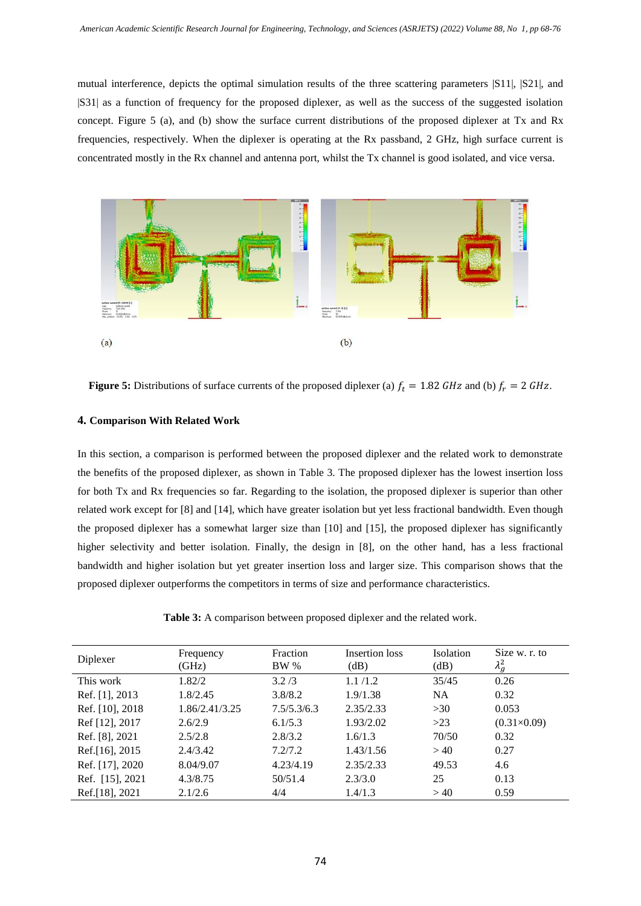mutual interference, depicts the optimal simulation results of the three scattering parameters |S11|, |S21|, and |S31| as a function of frequency for the proposed diplexer, as well as the success of the suggested isolation concept. Figure 5 (a), and (b) show the surface current distributions of the proposed diplexer at Tx and Rx frequencies, respectively. When the diplexer is operating at the Rx passband, 2 GHz, high surface current is concentrated mostly in the Rx channel and antenna port, whilst the Tx channel is good isolated, and vice versa.

(a) (b)

**Figure 5:** Distributions of surface currents of the proposed diplexer (a) $f_t = 1.82\ GHz$ and (b) $f_r = 2\ GHz$.

#### 4. Comparison With Related Work

In this section, a comparison is performed between the proposed diplexer and the related work to demonstrate the benefits of the proposed diplexer, as shown in Table 3. The proposed diplexer has the lowest insertion loss for both Tx and Rx frequencies so far. Regarding to the isolation, the proposed diplexer is superior than other related work except for [8] and [14], which have greater isolation but yet less fractional bandwidth. Even though the proposed diplexer has a somewhat larger size than [10] and [15], the proposed diplexer has significantly higher selectivity and better isolation. Finally, the design in [8], on the other hand, has a less fractional bandwidth and higher isolation but yet greater insertion loss and larger size. This comparison shows that the proposed diplexer outperforms the competitors in terms of size and performance characteristics.

**Table 3:** A comparison between proposed diplexer and the related work.

| Diplexer | Frequency (GHz) | Fraction BW % | Insertion loss (dB) | Isolation (dB) | Size w. r. to $\lambda_g^2$ |
|---|---|---|---|---|---|
| This work | 1.82/2 | 3.2 /3 | 1.1 /1.2 | 35/45 | 0.26 |
| Ref. [1], 2013 | 1.8/2.45 | 3.8/8.2 | 1.9/1.38 | NA | 0.32 |
| Ref. [10], 2018 | 1.86/2.41/3.25 | 7.5/5.3/6.3 | 2.35/2.33 | >30 | 0.053 |
| Ref [12], 2017 | 2.6/2.9 | 6.1/5.3 | 1.93/2.02 | >23 | (0.31×0.09) |
| Ref. [8], 2021 | 2.5/2.8 | 2.8/3.2 | 1.6/1.3 | 70/50 | 0.32 |
| Ref.[16], 2015 | 2.4/3.42 | 7.2/7.2 | 1.43/1.56 | > 40 | 0.27 |
| Ref. [17], 2020 | 8.04/9.07 | 4.23/4.19 | 2.35/2.33 | 49.53 | 4.6 |
| Ref. [15], 2021 | 4.3/8.75 | 50/51.4 | 2.3/3.0 | 25 | 0.13 |
| Ref.[18], 2021 | 2.1/2.6 | 4/4 | 1.4/1.3 | > 40 | 0.59 |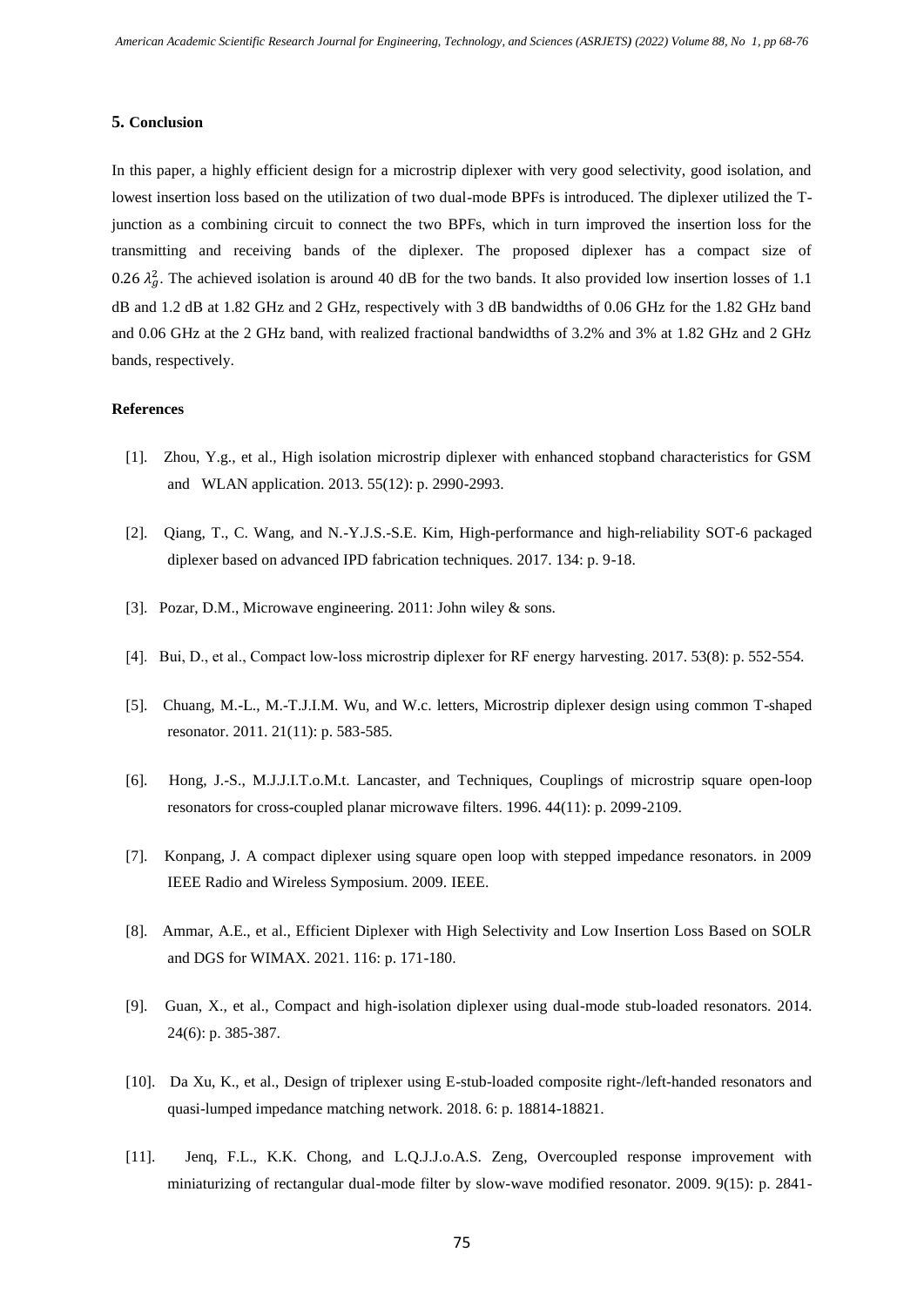## 5. Conclusion

In this paper, a highly efficient design for a microstrip diplexer with very good selectivity, good isolation, and lowest insertion loss based on the utilization of two dual-mode BPFs is introduced. The diplexer utilized the T-junction as a combining circuit to connect the two BPFs, which in turn improved the insertion loss for the transmitting and receiving bands of the diplexer. The proposed diplexer has a compact size of $0.26\ \lambda_g^2$. The achieved isolation is around 40 dB for the two bands. It also provided low insertion losses of 1.1 dB and 1.2 dB at 1.82 GHz and 2 GHz, respectively with 3 dB bandwidths of 0.06 GHz for the 1.82 GHz band and 0.06 GHz at the 2 GHz band, with realized fractional bandwidths of 3.2% and 3% at 1.82 GHz and 2 GHz bands, respectively.

## References

[1]. Zhou, Y.g., et al., High isolation microstrip diplexer with enhanced stopband characteristics for GSM and WLAN application. 2013. 55(12): p. 2990-2993.

[2]. Qiang, T., C. Wang, and N.-Y.J.S.-S.E. Kim, High-performance and high-reliability SOT-6 packaged diplexer based on advanced IPD fabrication techniques. 2017. 134: p. 9-18.

[3]. Pozar, D.M., Microwave engineering. 2011: John wiley & sons.

[4]. Bui, D., et al., Compact low-loss microstrip diplexer for RF energy harvesting. 2017. 53(8): p. 552-554.

[5]. Chuang, M.-L., M.-T.J.I.M. Wu, and W.c. letters, Microstrip diplexer design using common T-shaped resonator. 2011. 21(11): p. 583-585.

[6]. Hong, J.-S., M.J.J.I.T.o.M.t. Lancaster, and Techniques, Couplings of microstrip square open-loop resonators for cross-coupled planar microwave filters. 1996. 44(11): p. 2099-2109.

[7]. Konpang, J. A compact diplexer using square open loop with stepped impedance resonators. in 2009 IEEE Radio and Wireless Symposium. 2009. IEEE.

[8]. Ammar, A.E., et al., Efficient Diplexer with High Selectivity and Low Insertion Loss Based on SOLR and DGS for WIMAX. 2021. 116: p. 171-180.

[9]. Guan, X., et al., Compact and high-isolation diplexer using dual-mode stub-loaded resonators. 2014. 24(6): p. 385-387.

[10]. Da Xu, K., et al., Design of triplexer using E-stub-loaded composite right-/left-handed resonators and quasi-lumped impedance matching network. 2018. 6: p. 18814-18821.

[11]. Jenq, F.L., K.K. Chong, and L.Q.J.J.o.A.S. Zeng, Overcoupled response improvement with miniaturizing of rectangular dual-mode filter by slow-wave modified resonator. 2009. 9(15): p. 2841-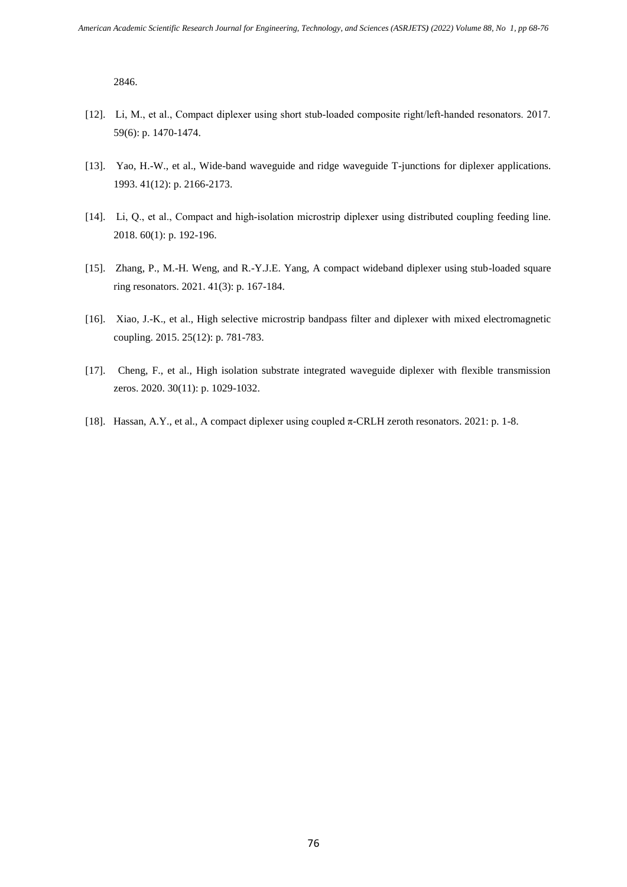2846.

[12]. Li, M., et al., Compact diplexer using short stub-loaded composite right/left-handed resonators. 2017. 59(6): p. 1470-1474.

[13]. Yao, H.-W., et al., Wide-band waveguide and ridge waveguide T-junctions for diplexer applications. 1993. 41(12): p. 2166-2173.

[14]. Li, Q., et al., Compact and high-isolation microstrip diplexer using distributed coupling feeding line. 2018. 60(1): p. 192-196.

[15]. Zhang, P., M.-H. Weng, and R.-Y.J.E. Yang, A compact wideband diplexer using stub-loaded square ring resonators. 2021. 41(3): p. 167-184.

[16]. Xiao, J.-K., et al., High selective microstrip bandpass filter and diplexer with mixed electromagnetic coupling. 2015. 25(12): p. 781-783.

[17]. Cheng, F., et al., High isolation substrate integrated waveguide diplexer with flexible transmission zeros. 2020. 30(11): p. 1029-1032.

[18]. Hassan, A.Y., et al., A compact diplexer using coupled π-CRLH zeroth resonators. 2021: p. 1-8.